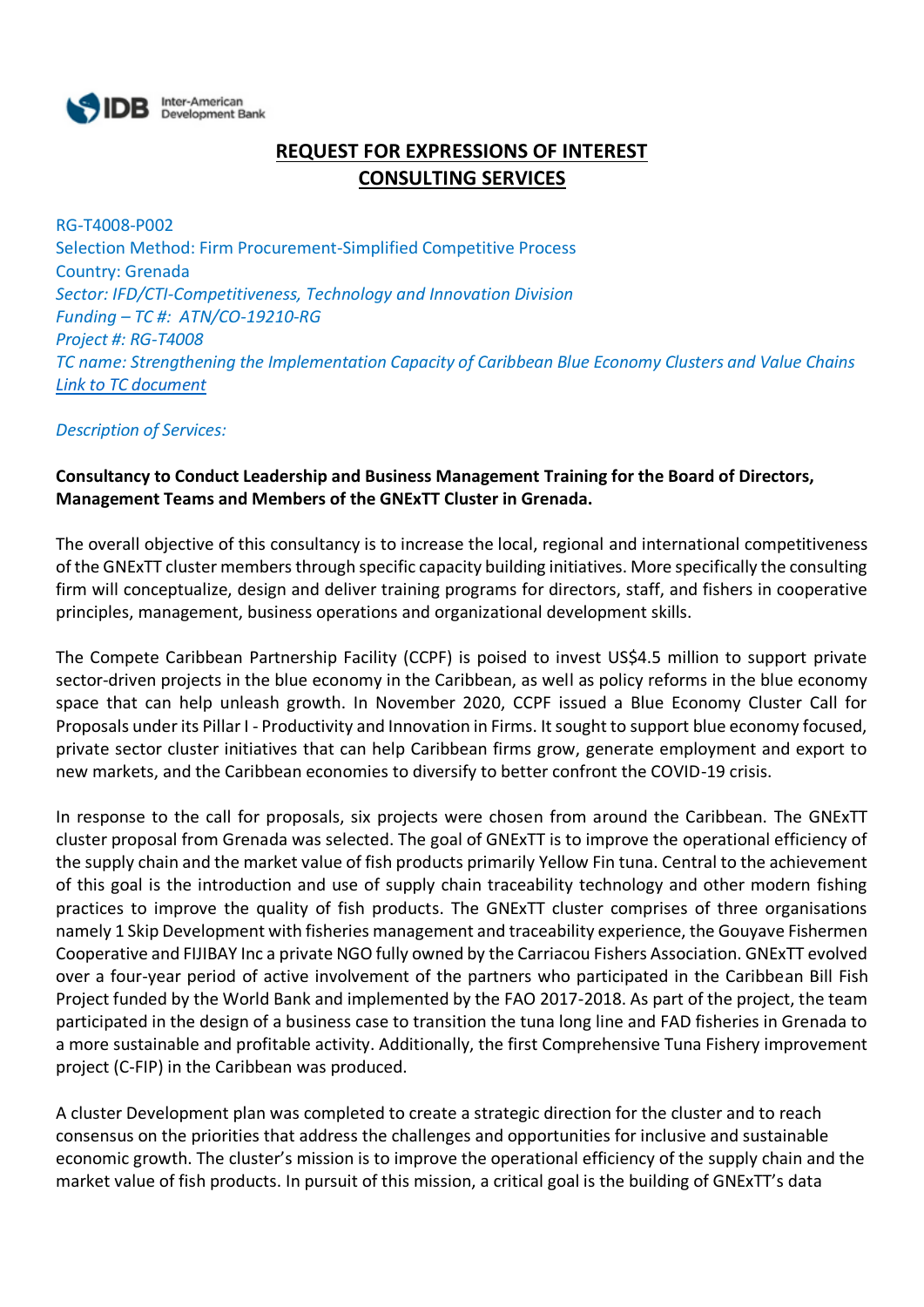# REQUEST FOR EXPRESSIONS OF INTEREST
# CONSULTING SERVICES

RG-T4008-P002
Selection Method: Firm Procurement-Simplified Competitive Process
Country: Grenada
*Sector: IFD/CTI-Competitiveness, Technology and Innovation Division*
*Funding – TC #: ATN/CO-19210-RG*
*Project #: RG-T4008*
*TC name: Strengthening the Implementation Capacity of Caribbean Blue Economy Clusters and Value Chains*
*Link to TC document*

*Description of Services:*

**Consultancy to Conduct Leadership and Business Management Training for the Board of Directors, Management Teams and Members of the GNExTT Cluster in Grenada.**

The overall objective of this consultancy is to increase the local, regional and international competitiveness of the GNExTT cluster members through specific capacity building initiatives. More specifically the consulting firm will conceptualize, design and deliver training programs for directors, staff, and fishers in cooperative principles, management, business operations and organizational development skills.

The Compete Caribbean Partnership Facility (CCPF) is poised to invest US$4.5 million to support private sector-driven projects in the blue economy in the Caribbean, as well as policy reforms in the blue economy space that can help unleash growth. In November 2020, CCPF issued a Blue Economy Cluster Call for Proposals under its Pillar I - Productivity and Innovation in Firms. It sought to support blue economy focused, private sector cluster initiatives that can help Caribbean firms grow, generate employment and export to new markets, and the Caribbean economies to diversify to better confront the COVID-19 crisis.

In response to the call for proposals, six projects were chosen from around the Caribbean. The GNExTT cluster proposal from Grenada was selected. The goal of GNExTT is to improve the operational efficiency of the supply chain and the market value of fish products primarily Yellow Fin tuna. Central to the achievement of this goal is the introduction and use of supply chain traceability technology and other modern fishing practices to improve the quality of fish products. The GNExTT cluster comprises of three organisations namely 1 Skip Development with fisheries management and traceability experience, the Gouyave Fishermen Cooperative and FIJIBAY Inc a private NGO fully owned by the Carriacou Fishers Association. GNExTT evolved over a four-year period of active involvement of the partners who participated in the Caribbean Bill Fish Project funded by the World Bank and implemented by the FAO 2017-2018. As part of the project, the team participated in the design of a business case to transition the tuna long line and FAD fisheries in Grenada to a more sustainable and profitable activity. Additionally, the first Comprehensive Tuna Fishery improvement project (C-FIP) in the Caribbean was produced.

A cluster Development plan was completed to create a strategic direction for the cluster and to reach consensus on the priorities that address the challenges and opportunities for inclusive and sustainable economic growth. The cluster's mission is to improve the operational efficiency of the supply chain and the market value of fish products. In pursuit of this mission, a critical goal is the building of GNExTT's data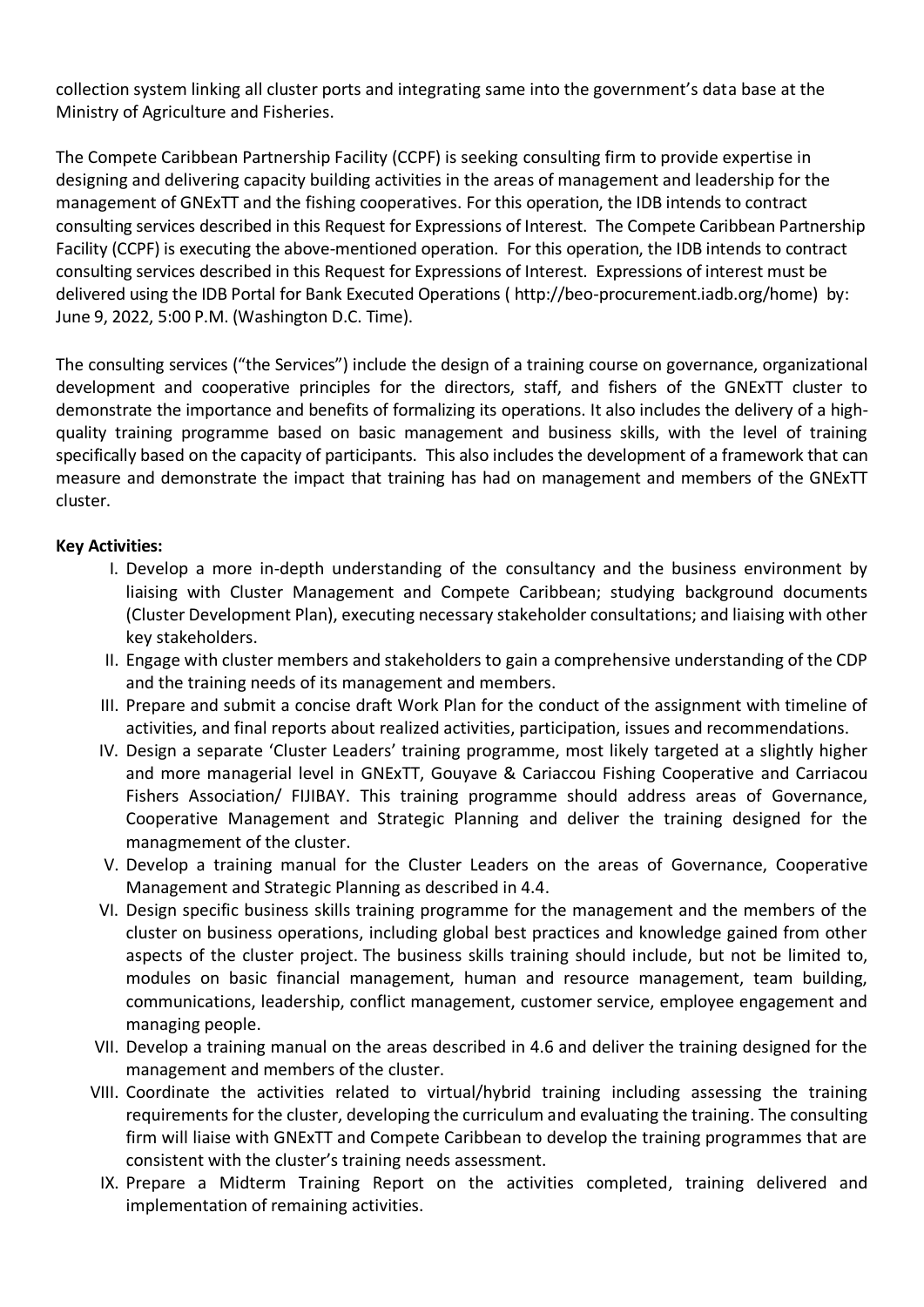collection system linking all cluster ports and integrating same into the government's data base at the Ministry of Agriculture and Fisheries.

The Compete Caribbean Partnership Facility (CCPF) is seeking consulting firm to provide expertise in designing and delivering capacity building activities in the areas of management and leadership for the management of GNExTT and the fishing cooperatives. For this operation, the IDB intends to contract consulting services described in this Request for Expressions of Interest. The Compete Caribbean Partnership Facility (CCPF) is executing the above-mentioned operation. For this operation, the IDB intends to contract consulting services described in this Request for Expressions of Interest. Expressions of interest must be delivered using the IDB Portal for Bank Executed Operations ( http://beo-procurement.iadb.org/home) by: June 9, 2022, 5:00 P.M. (Washington D.C. Time).

The consulting services ("the Services") include the design of a training course on governance, organizational development and cooperative principles for the directors, staff, and fishers of the GNExTT cluster to demonstrate the importance and benefits of formalizing its operations. It also includes the delivery of a high-quality training programme based on basic management and business skills, with the level of training specifically based on the capacity of participants. This also includes the development of a framework that can measure and demonstrate the impact that training has had on management and members of the GNExTT cluster.

**Key Activities:**

I. Develop a more in-depth understanding of the consultancy and the business environment by liaising with Cluster Management and Compete Caribbean; studying background documents (Cluster Development Plan), executing necessary stakeholder consultations; and liaising with other key stakeholders.
II. Engage with cluster members and stakeholders to gain a comprehensive understanding of the CDP and the training needs of its management and members.
III. Prepare and submit a concise draft Work Plan for the conduct of the assignment with timeline of activities, and final reports about realized activities, participation, issues and recommendations.
IV. Design a separate 'Cluster Leaders' training programme, most likely targeted at a slightly higher and more managerial level in GNExTT, Gouyave & Cariaccou Fishing Cooperative and Carriacou Fishers Association/ FIJIBAY. This training programme should address areas of Governance, Cooperative Management and Strategic Planning and deliver the training designed for the managmement of the cluster.
V. Develop a training manual for the Cluster Leaders on the areas of Governance, Cooperative Management and Strategic Planning as described in 4.4.
VI. Design specific business skills training programme for the management and the members of the cluster on business operations, including global best practices and knowledge gained from other aspects of the cluster project. The business skills training should include, but not be limited to, modules on basic financial management, human and resource management, team building, communications, leadership, conflict management, customer service, employee engagement and managing people.
VII. Develop a training manual on the areas described in 4.6 and deliver the training designed for the management and members of the cluster.
VIII. Coordinate the activities related to virtual/hybrid training including assessing the training requirements for the cluster, developing the curriculum and evaluating the training. The consulting firm will liaise with GNExTT and Compete Caribbean to develop the training programmes that are consistent with the cluster's training needs assessment.
IX. Prepare a Midterm Training Report on the activities completed, training delivered and implementation of remaining activities.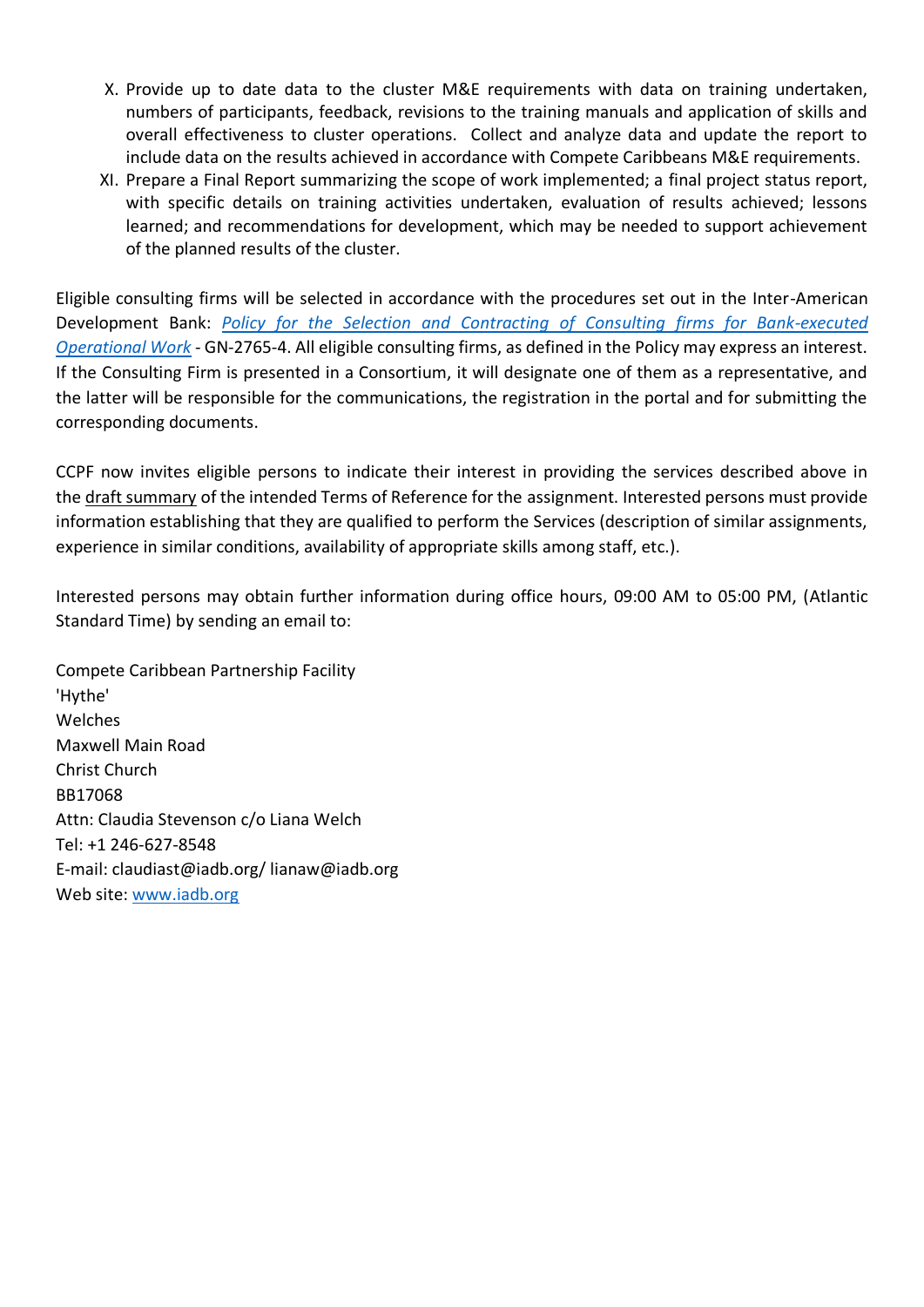X. Provide up to date data to the cluster M&E requirements with data on training undertaken, numbers of participants, feedback, revisions to the training manuals and application of skills and overall effectiveness to cluster operations. Collect and analyze data and update the report to include data on the results achieved in accordance with Compete Caribbeans M&E requirements.

XI. Prepare a Final Report summarizing the scope of work implemented; a final project status report, with specific details on training activities undertaken, evaluation of results achieved; lessons learned; and recommendations for development, which may be needed to support achievement of the planned results of the cluster.

Eligible consulting firms will be selected in accordance with the procedures set out in the Inter-American Development Bank: *Policy for the Selection and Contracting of Consulting firms for Bank-executed Operational Work* - GN-2765-4. All eligible consulting firms, as defined in the Policy may express an interest. If the Consulting Firm is presented in a Consortium, it will designate one of them as a representative, and the latter will be responsible for the communications, the registration in the portal and for submitting the corresponding documents.

CCPF now invites eligible persons to indicate their interest in providing the services described above in the draft summary of the intended Terms of Reference for the assignment. Interested persons must provide information establishing that they are qualified to perform the Services (description of similar assignments, experience in similar conditions, availability of appropriate skills among staff, etc.).

Interested persons may obtain further information during office hours, 09:00 AM to 05:00 PM, (Atlantic Standard Time) by sending an email to:

Compete Caribbean Partnership Facility
'Hythe'
Welches
Maxwell Main Road
Christ Church
BB17068
Attn: Claudia Stevenson c/o Liana Welch
Tel: +1 246-627-8548
E-mail: claudiast@iadb.org/ lianaw@iadb.org
Web site: www.iadb.org